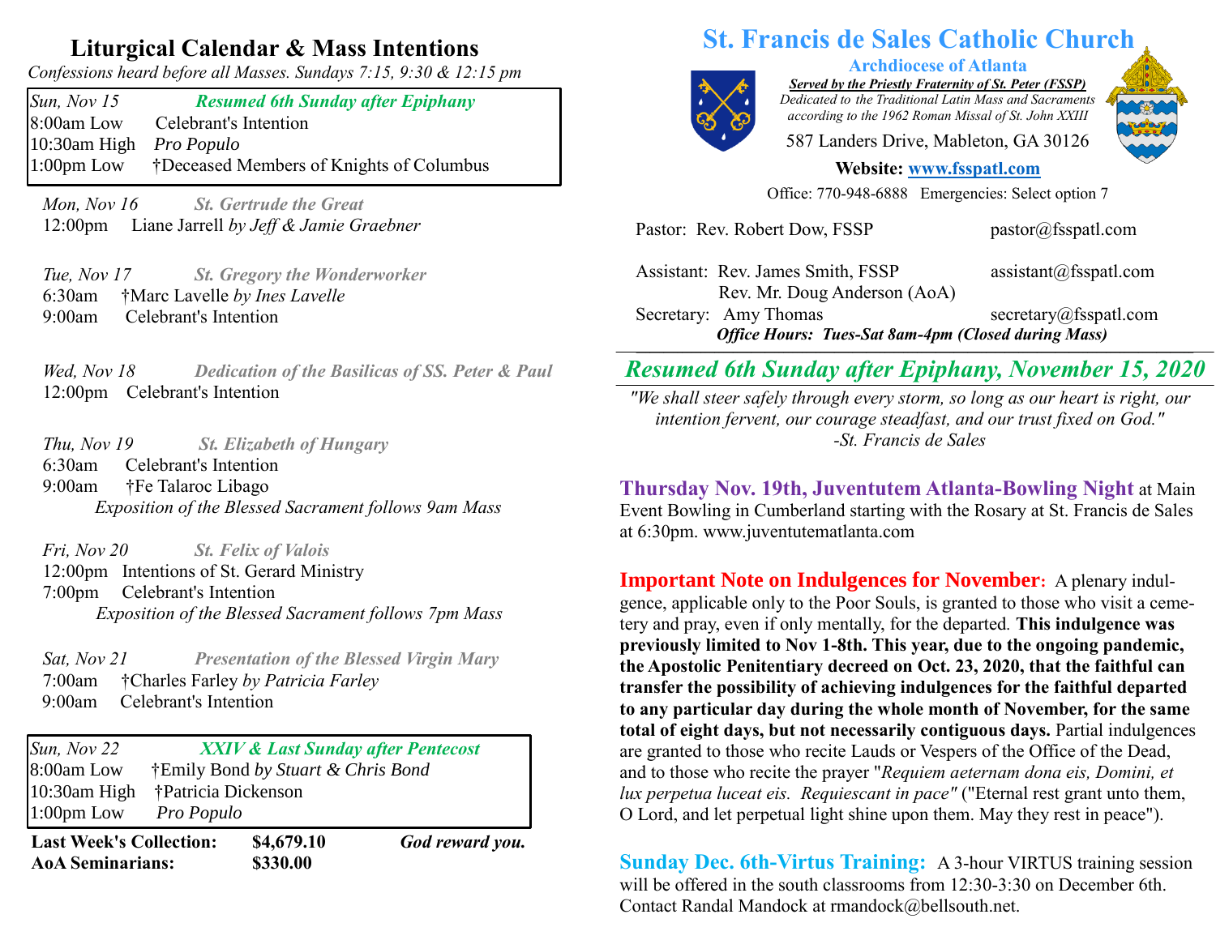## Liturgical Calendar & Mass Intentions

*Confessions heard before all Masses. Sundays 7:15, 9:30 & 12:15 pm*

| *Sun, Nov 15* | ***Resumed 6th Sunday after Epiphany*** |
|---|---|
| 8:00am Low | Celebrant's Intention |
| 10:30am High | *Pro Populo* |
| 1:00pm Low | †Deceased Members of Knights of Columbus |

*Mon, Nov 16* — ***St. Gertrude the Great***
12:00pm Liane Jarrell *by Jeff & Jamie Graebner*

*Tue, Nov 17* — ***St. Gregory the Wonderworker***
6:30am †Marc Lavelle *by Ines Lavelle*
9:00am Celebrant's Intention

*Wed, Nov 18* — ***Dedication of the Basilicas of SS. Peter & Paul***
12:00pm Celebrant's Intention

*Thu, Nov 19* — ***St. Elizabeth of Hungary***
6:30am Celebrant's Intention
9:00am †Fe Talaroc Libago
*Exposition of the Blessed Sacrament follows 9am Mass*

*Fri, Nov 20* — ***St. Felix of Valois***
12:00pm Intentions of St. Gerard Ministry
7:00pm Celebrant's Intention
*Exposition of the Blessed Sacrament follows 7pm Mass*

*Sat, Nov 21* — ***Presentation of the Blessed Virgin Mary***
7:00am †Charles Farley *by Patricia Farley*
9:00am Celebrant's Intention

| *Sun, Nov 22* | ***XXIV & Last Sunday after Pentecost*** |
|---|---|
| 8:00am Low | †Emily Bond *by Stuart & Chris Bond* |
| 10:30am High | †Patricia Dickenson |
| 1:00pm Low | *Pro Populo* |

**Last Week's Collection: $4,679.10** ***God reward you.***
**AoA Seminarians: $330.00**

# St. Francis de Sales Catholic Church

**Archdiocese of Atlanta**

***Served by the Priestly Fraternity of St. Peter (FSSP)***
*Dedicated to the Traditional Latin Mass and Sacraments according to the 1962 Roman Missal of St. John XXIII*

587 Landers Drive, Mableton, GA 30126

**Website: www.fsspatl.com**

Office: 770-948-6888 Emergencies: Select option 7

| | | |
|---|---|---|
| Pastor: | Rev. Robert Dow, FSSP | pastor@fsspatl.com |
| Assistant: | Rev. James Smith, FSSP | assistant@fsspatl.com |
| | Rev. Mr. Doug Anderson (AoA) | |
| Secretary: | Amy Thomas | secretary@fsspatl.com |

***Office Hours: Tues-Sat 8am-4pm (Closed during Mass)***

## *Resumed 6th Sunday after Epiphany, November 15, 2020*

*"We shall steer safely through every storm, so long as our heart is right, our intention fervent, our courage steadfast, and our trust fixed on God."*
*-St. Francis de Sales*

**Thursday Nov. 19th, Juventutem Atlanta-Bowling Night** at Main Event Bowling in Cumberland starting with the Rosary at St. Francis de Sales at 6:30pm. www.juventutematlanta.com

**Important Note on Indulgences for November:** A plenary indulgence, applicable only to the Poor Souls, is granted to those who visit a cemetery and pray, even if only mentally, for the departed. **This indulgence was previously limited to Nov 1-8th. This year, due to the ongoing pandemic, the Apostolic Penitentiary decreed on Oct. 23, 2020, that the faithful can transfer the possibility of achieving indulgences for the faithful departed to any particular day during the whole month of November, for the same total of eight days, but not necessarily contiguous days.** Partial indulgences are granted to those who recite Lauds or Vespers of the Office of the Dead, and to those who recite the prayer "*Requiem aeternam dona eis, Domini, et lux perpetua luceat eis. Requiescant in pace"* ("Eternal rest grant unto them, O Lord, and let perpetual light shine upon them. May they rest in peace").

**Sunday Dec. 6th-Virtus Training:** A 3-hour VIRTUS training session will be offered in the south classrooms from 12:30-3:30 on December 6th. Contact Randal Mandock at rmandock@bellsouth.net.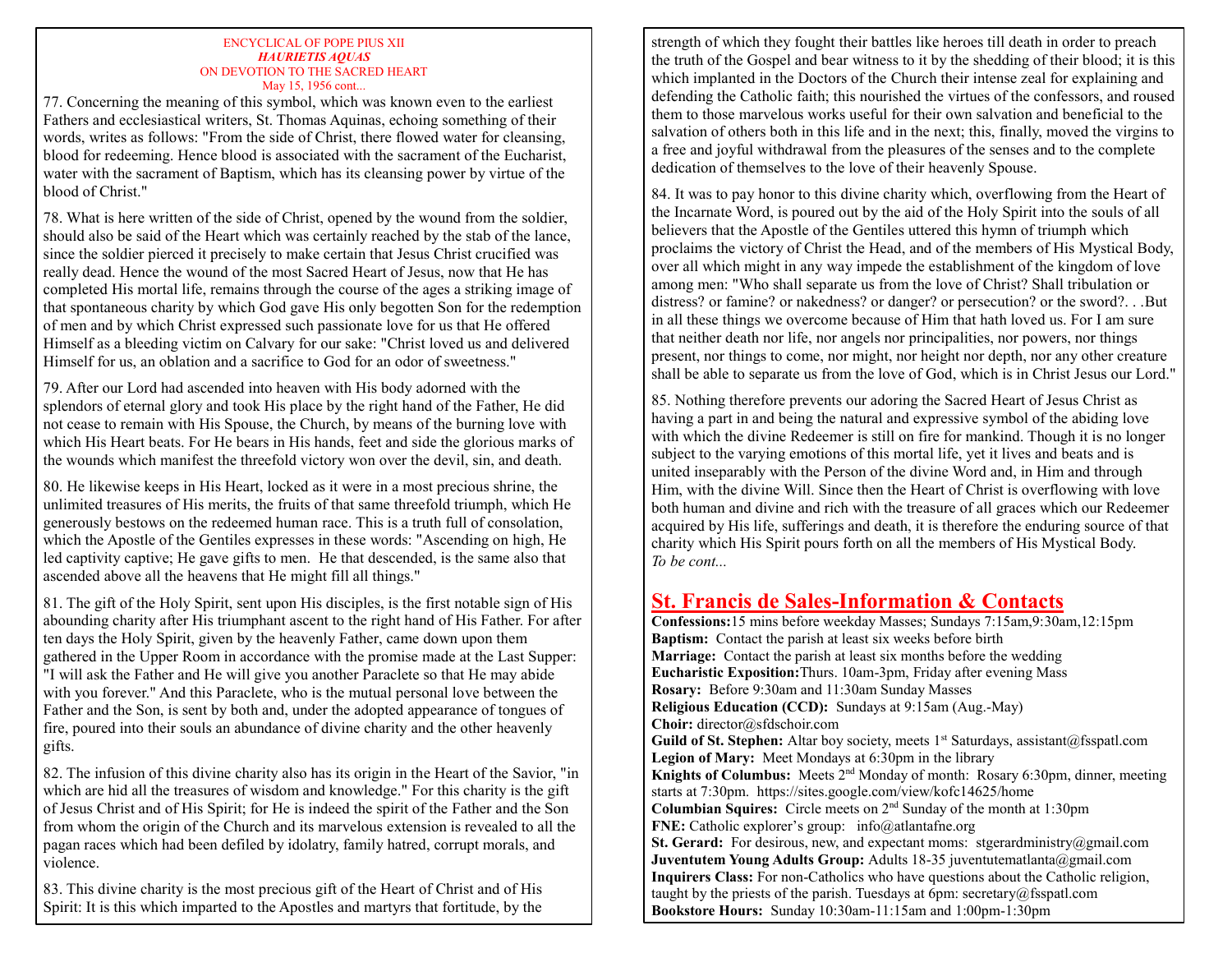ENCYCLICAL OF POPE PIUS XII
***HAURIETIS AQUAS***
ON DEVOTION TO THE SACRED HEART
May 15, 1956 cont...

77. Concerning the meaning of this symbol, which was known even to the earliest Fathers and ecclesiastical writers, St. Thomas Aquinas, echoing something of their words, writes as follows: "From the side of Christ, there flowed water for cleansing, blood for redeeming. Hence blood is associated with the sacrament of the Eucharist, water with the sacrament of Baptism, which has its cleansing power by virtue of the blood of Christ."

78. What is here written of the side of Christ, opened by the wound from the soldier, should also be said of the Heart which was certainly reached by the stab of the lance, since the soldier pierced it precisely to make certain that Jesus Christ crucified was really dead. Hence the wound of the most Sacred Heart of Jesus, now that He has completed His mortal life, remains through the course of the ages a striking image of that spontaneous charity by which God gave His only begotten Son for the redemption of men and by which Christ expressed such passionate love for us that He offered Himself as a bleeding victim on Calvary for our sake: "Christ loved us and delivered Himself for us, an oblation and a sacrifice to God for an odor of sweetness."

79. After our Lord had ascended into heaven with His body adorned with the splendors of eternal glory and took His place by the right hand of the Father, He did not cease to remain with His Spouse, the Church, by means of the burning love with which His Heart beats. For He bears in His hands, feet and side the glorious marks of the wounds which manifest the threefold victory won over the devil, sin, and death.

80. He likewise keeps in His Heart, locked as it were in a most precious shrine, the unlimited treasures of His merits, the fruits of that same threefold triumph, which He generously bestows on the redeemed human race. This is a truth full of consolation, which the Apostle of the Gentiles expresses in these words: "Ascending on high, He led captivity captive; He gave gifts to men. He that descended, is the same also that ascended above all the heavens that He might fill all things."

81. The gift of the Holy Spirit, sent upon His disciples, is the first notable sign of His abounding charity after His triumphant ascent to the right hand of His Father. For after ten days the Holy Spirit, given by the heavenly Father, came down upon them gathered in the Upper Room in accordance with the promise made at the Last Supper: "I will ask the Father and He will give you another Paraclete so that He may abide with you forever." And this Paraclete, who is the mutual personal love between the Father and the Son, is sent by both and, under the adopted appearance of tongues of fire, poured into their souls an abundance of divine charity and the other heavenly gifts.

82. The infusion of this divine charity also has its origin in the Heart of the Savior, "in which are hid all the treasures of wisdom and knowledge." For this charity is the gift of Jesus Christ and of His Spirit; for He is indeed the spirit of the Father and the Son from whom the origin of the Church and its marvelous extension is revealed to all the pagan races which had been defiled by idolatry, family hatred, corrupt morals, and violence.

83. This divine charity is the most precious gift of the Heart of Christ and of His Spirit: It is this which imparted to the Apostles and martyrs that fortitude, by the strength of which they fought their battles like heroes till death in order to preach the truth of the Gospel and bear witness to it by the shedding of their blood; it is this which implanted in the Doctors of the Church their intense zeal for explaining and defending the Catholic faith; this nourished the virtues of the confessors, and roused them to those marvelous works useful for their own salvation and beneficial to the salvation of others both in this life and in the next; this, finally, moved the virgins to a free and joyful withdrawal from the pleasures of the senses and to the complete dedication of themselves to the love of their heavenly Spouse.

84. It was to pay honor to this divine charity which, overflowing from the Heart of the Incarnate Word, is poured out by the aid of the Holy Spirit into the souls of all believers that the Apostle of the Gentiles uttered this hymn of triumph which proclaims the victory of Christ the Head, and of the members of His Mystical Body, over all which might in any way impede the establishment of the kingdom of love among men: "Who shall separate us from the love of Christ? Shall tribulation or distress? or famine? or nakedness? or danger? or persecution? or the sword?. . .But in all these things we overcome because of Him that hath loved us. For I am sure that neither death nor life, nor angels nor principalities, nor powers, nor things present, nor things to come, nor might, nor height nor depth, nor any other creature shall be able to separate us from the love of God, which is in Christ Jesus our Lord."

85. Nothing therefore prevents our adoring the Sacred Heart of Jesus Christ as having a part in and being the natural and expressive symbol of the abiding love with which the divine Redeemer is still on fire for mankind. Though it is no longer subject to the varying emotions of this mortal life, yet it lives and beats and is united inseparably with the Person of the divine Word and, in Him and through Him, with the divine Will. Since then the Heart of Christ is overflowing with love both human and divine and rich with the treasure of all graces which our Redeemer acquired by His life, sufferings and death, it is therefore the enduring source of that charity which His Spirit pours forth on all the members of His Mystical Body.
*To be cont...*

## St. Francis de Sales-Information & Contacts

**Confessions:** 15 mins before weekday Masses; Sundays 7:15am, 9:30am, 12:15pm
**Baptism:** Contact the parish at least six weeks before birth
**Marriage:** Contact the parish at least six months before the wedding
**Eucharistic Exposition:** Thurs. 10am-3pm, Friday after evening Mass
**Rosary:** Before 9:30am and 11:30am Sunday Masses
**Religious Education (CCD):** Sundays at 9:15am (Aug.-May)
**Choir:** director@sfdschoir.com
**Guild of St. Stephen:** Altar boy society, meets 1st Saturdays, assistant@fsspatl.com
**Legion of Mary:** Meet Mondays at 6:30pm in the library
**Knights of Columbus:** Meets 2nd Monday of month: Rosary 6:30pm, dinner, meeting starts at 7:30pm. https://sites.google.com/view/kofc14625/home
**Columbian Squires:** Circle meets on 2nd Sunday of the month at 1:30pm
**FNE:** Catholic explorer's group: info@atlantafne.org
**St. Gerard:** For desirous, new, and expectant moms: stgerardministry@gmail.com
**Juventutem Young Adults Group:** Adults 18-35 juventutematlanta@gmail.com
**Inquirers Class:** For non-Catholics who have questions about the Catholic religion, taught by the priests of the parish. Tuesdays at 6pm: secretary@fsspatl.com
**Bookstore Hours:** Sunday 10:30am-11:15am and 1:00pm-1:30pm